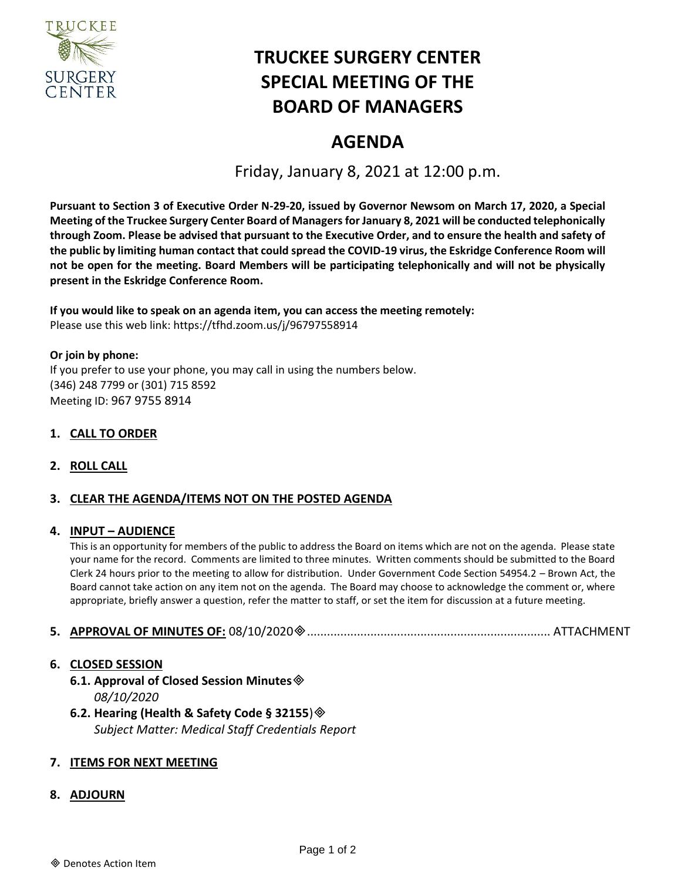# TRUCKEE SURGERY CENTER SPECIAL MEETING OF THE BOARD OF MANAGERS

## AGENDA

Friday, January 8, 2021 at 12:00 p.m.

**Pursuant to Section 3 of Executive Order N-29-20, issued by Governor Newsom on March 17, 2020, a Special Meeting of the Truckee Surgery Center Board of Managers for January 8, 2021 will be conducted telephonically through Zoom. Please be advised that pursuant to the Executive Order, and to ensure the health and safety of the public by limiting human contact that could spread the COVID-19 virus, the Eskridge Conference Room will not be open for the meeting. Board Members will be participating telephonically and will not be physically present in the Eskridge Conference Room.**

**If you would like to speak on an agenda item, you can access the meeting remotely:**
Please use this web link: https://tfhd.zoom.us/j/96797558914

**Or join by phone:**
If you prefer to use your phone, you may call in using the numbers below.
(346) 248 7799 or (301) 715 8592
Meeting ID: 967 9755 8914

1. **CALL TO ORDER**
2. **ROLL CALL**
3. **CLEAR THE AGENDA/ITEMS NOT ON THE POSTED AGENDA**
4. **INPUT – AUDIENCE**
   This is an opportunity for members of the public to address the Board on items which are not on the agenda. Please state your name for the record. Comments are limited to three minutes. Written comments should be submitted to the Board Clerk 24 hours prior to the meeting to allow for distribution. Under Government Code Section 54954.2 – Brown Act, the Board cannot take action on any item not on the agenda. The Board may choose to acknowledge the comment or, where appropriate, briefly answer a question, refer the matter to staff, or set the item for discussion at a future meeting.
5. **APPROVAL OF MINUTES OF:** 08/10/2020◈ ........................................................................ ATTACHMENT
6. **CLOSED SESSION**
   - **6.1. Approval of Closed Session Minutes◈**
     *08/10/2020*
   - **6.2. Hearing (Health & Safety Code § 32155)◈**
     *Subject Matter: Medical Staff Credentials Report*
7. **ITEMS FOR NEXT MEETING**
8. **ADJOURN**

◈ Denotes Action Item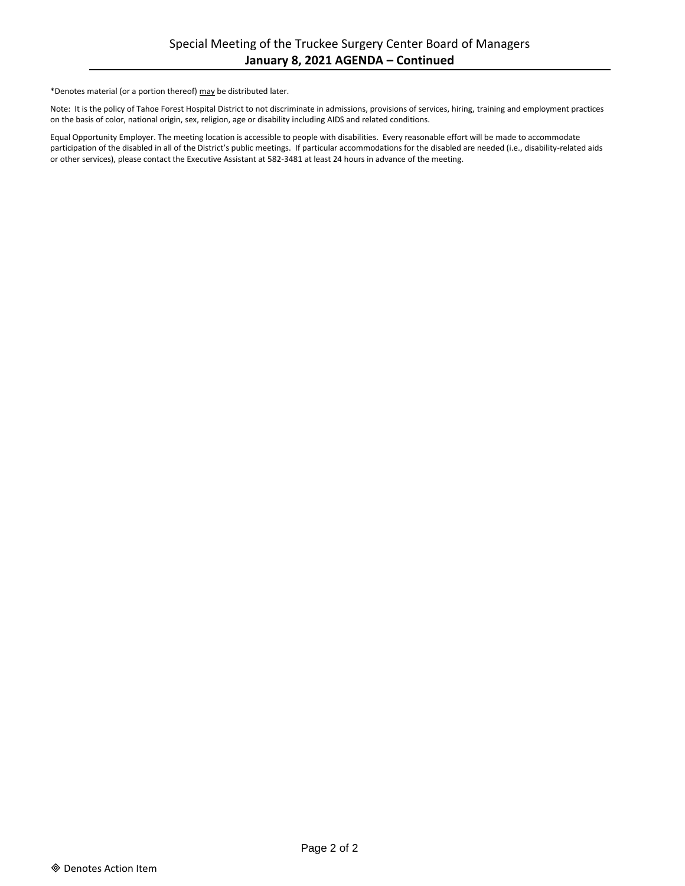*Denotes material (or a portion thereof) <u>may</u> be distributed later.

Note: It is the policy of Tahoe Forest Hospital District to not discriminate in admissions, provisions of services, hiring, training and employment practices on the basis of color, national origin, sex, religion, age or disability including AIDS and related conditions.

Equal Opportunity Employer. The meeting location is accessible to people with disabilities. Every reasonable effort will be made to accommodate participation of the disabled in all of the District's public meetings. If particular accommodations for the disabled are needed (i.e., disability-related aids or other services), please contact the Executive Assistant at 582-3481 at least 24 hours in advance of the meeting.

◈ Denotes Action Item